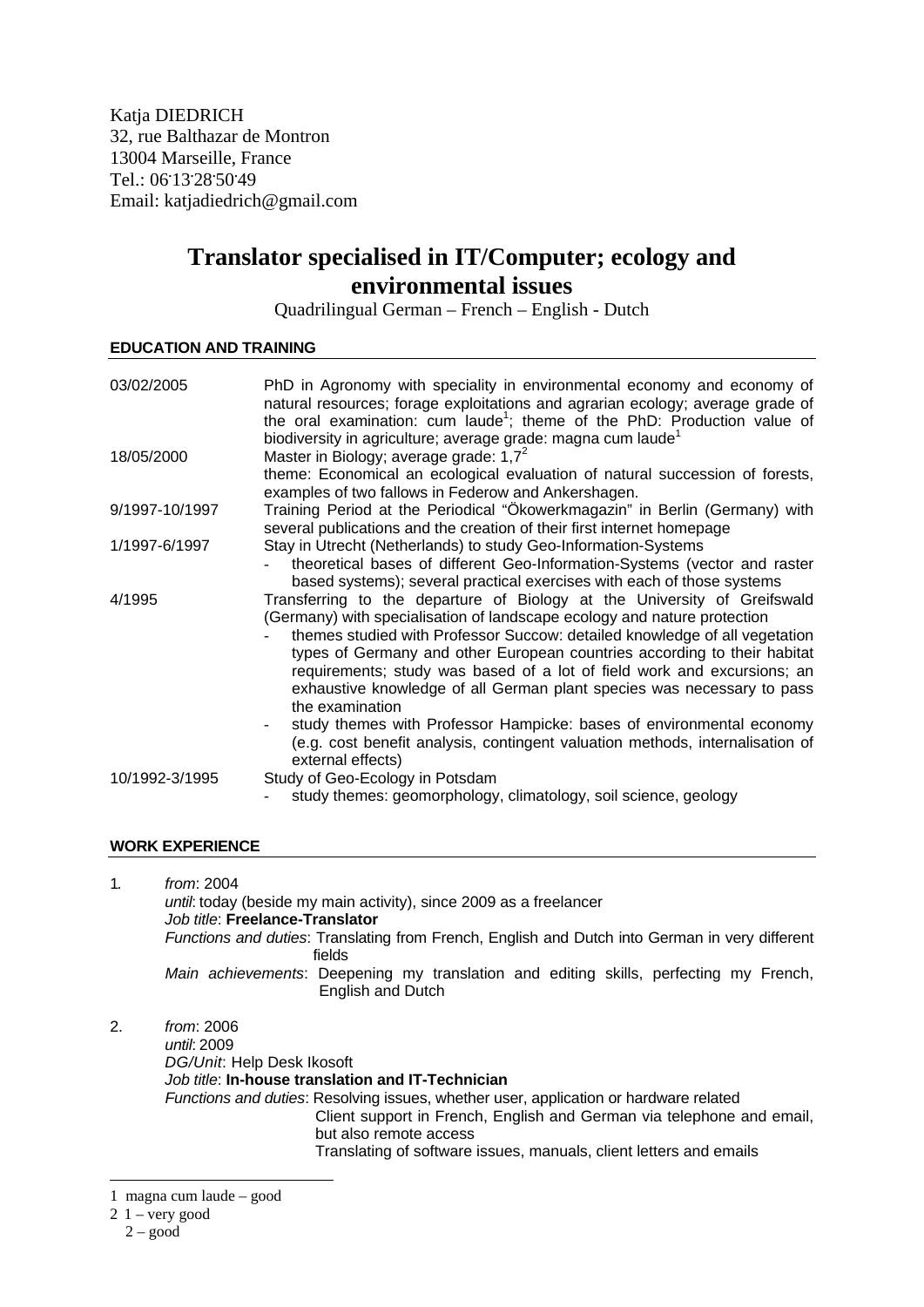Katja DIEDRICH
32, rue Balthazar de Montron
13004 Marseille, France
Tel.: 06.13.28.50.49
Email: katjadiedrich@gmail.com

# Translator specialised in IT/Computer; ecology and environmental issues

Quadrilingual German – French – English - Dutch

## EDUCATION AND TRAINING

| | |
|---|---|
| 03/02/2005 | PhD in Agronomy with speciality in environmental economy and economy of natural resources; forage exploitations and agrarian ecology; average grade of the oral examination: cum laude[1]; theme of the PhD: Production value of biodiversity in agriculture; average grade: magna cum laude[1] |
| 18/05/2000 | Master in Biology; average grade: 1,7[2]<br>theme: Economical an ecological evaluation of natural succession of forests, examples of two fallows in Federow and Ankershagen. |
| 9/1997-10/1997 | Training Period at the Periodical "Ökowerkmagazin" in Berlin (Germany) with several publications and the creation of their first internet homepage |
| 1/1997-6/1997 | Stay in Utrecht (Netherlands) to study Geo-Information-Systems<br>- theoretical bases of different Geo-Information-Systems (vector and raster based systems); several practical exercises with each of those systems |
| 4/1995 | Transferring to the departure of Biology at the University of Greifswald (Germany) with specialisation of landscape ecology and nature protection<br>- themes studied with Professor Succow: detailed knowledge of all vegetation types of Germany and other European countries according to their habitat requirements; study was based of a lot of field work and excursions; an exhaustive knowledge of all German plant species was necessary to pass the examination<br>- study themes with Professor Hampicke: bases of environmental economy (e.g. cost benefit analysis, contingent valuation methods, internalisation of external effects) |
| 10/1992-3/1995 | Study of Geo-Ecology in Potsdam<br>- study themes: geomorphology, climatology, soil science, geology |

## WORK EXPERIENCE

1. *from*: 2004
   *until*: today (beside my main activity), since 2009 as a freelancer
   *Job title*: **Freelance-Translator**
   *Functions and duties*: Translating from French, English and Dutch into German in very different fields
   *Main achievements*: Deepening my translation and editing skills, perfecting my French, English and Dutch

2. *from*: 2006
   *until*: 2009
   *DG/Unit*: Help Desk Ikosoft
   *Job title*: **In-house translation and IT-Technician**
   *Functions and duties*: Resolving issues, whether user, application or hardware related
   Client support in French, English and German via telephone and email, but also remote access
   Translating of software issues, manuals, client letters and emails

---

1 magna cum laude – good

2 1 – very good
2 – good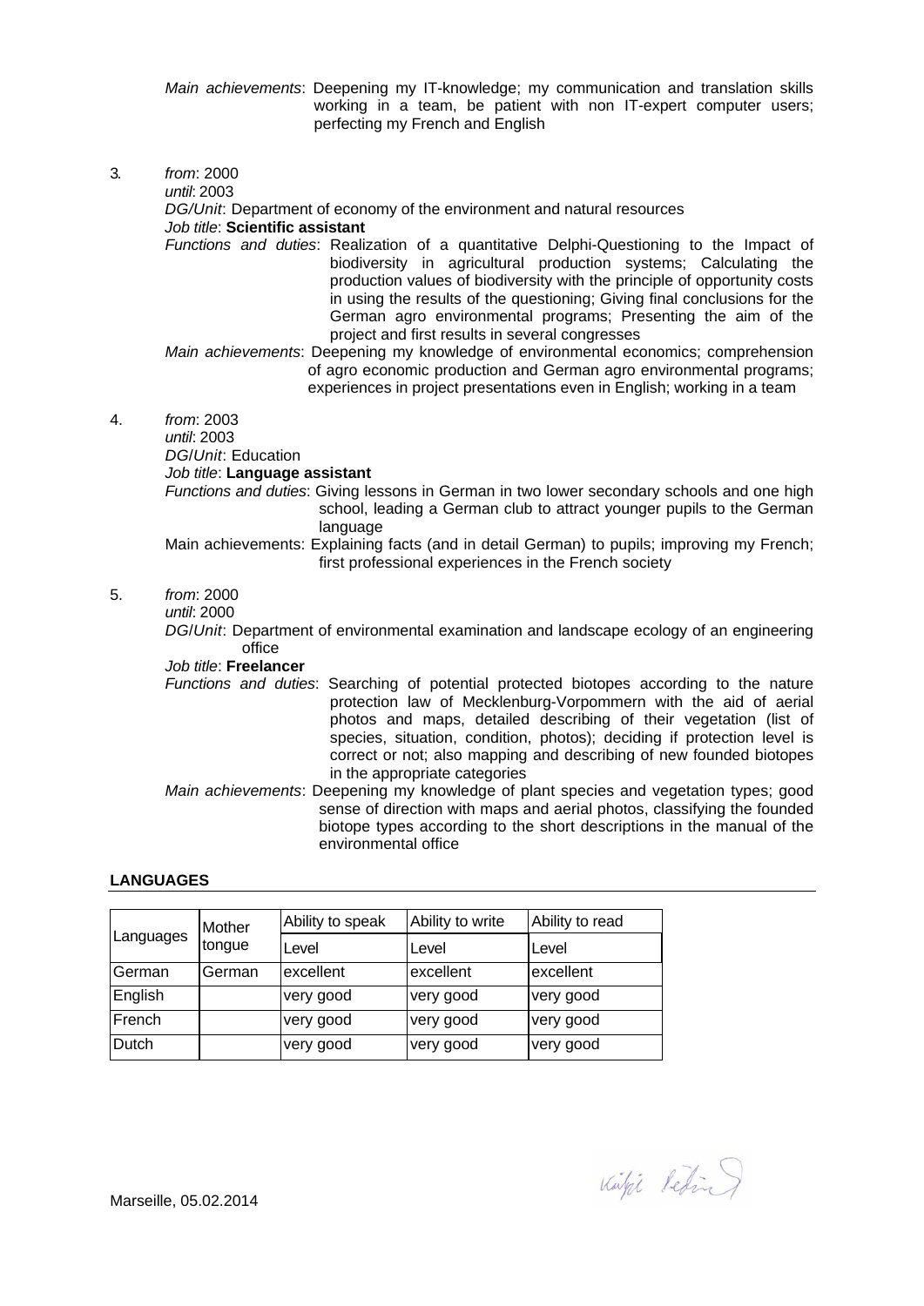*Main achievements*: Deepening my IT-knowledge; my communication and translation skills working in a team, be patient with non IT-expert computer users; perfecting my French and English

3. *from*: 2000
   *until*: 2003
   *DG/Unit*: Department of economy of the environment and natural resources
   *Job title*: **Scientific assistant**
   *Functions and duties*: Realization of a quantitative Delphi-Questioning to the Impact of biodiversity in agricultural production systems; Calculating the production values of biodiversity with the principle of opportunity costs in using the results of the questioning; Giving final conclusions for the German agro environmental programs; Presenting the aim of the project and first results in several congresses
   *Main achievements*: Deepening my knowledge of environmental economics; comprehension of agro economic production and German agro environmental programs; experiences in project presentations even in English; working in a team

4. *from*: 2003
   *until*: 2003
   *DG/Unit*: Education
   *Job title*: **Language assistant**
   *Functions and duties*: Giving lessons in German in two lower secondary schools and one high school, leading a German club to attract younger pupils to the German language
   Main achievements: Explaining facts (and in detail German) to pupils; improving my French; first professional experiences in the French society

5. *from*: 2000
   *until*: 2000
   *DG/Unit*: Department of environmental examination and landscape ecology of an engineering office
   *Job title*: **Freelancer**
   *Functions and duties*: Searching of potential protected biotopes according to the nature protection law of Mecklenburg-Vorpommern with the aid of aerial photos and maps, detailed describing of their vegetation (list of species, situation, condition, photos); deciding if protection level is correct or not; also mapping and describing of new founded biotopes in the appropriate categories
   *Main achievements*: Deepening my knowledge of plant species and vegetation types; good sense of direction with maps and aerial photos, classifying the founded biotope types according to the short descriptions in the manual of the environmental office

## LANGUAGES

| Languages | Mother tongue | Ability to speak | Ability to write | Ability to read |
|---|---|---|---|---|
| | | Level | Level | Level |
| German | German | excellent | excellent | excellent |
| English | | very good | very good | very good |
| French | | very good | very good | very good |
| Dutch | | very good | very good | very good |

Marseille, 05.02.2014